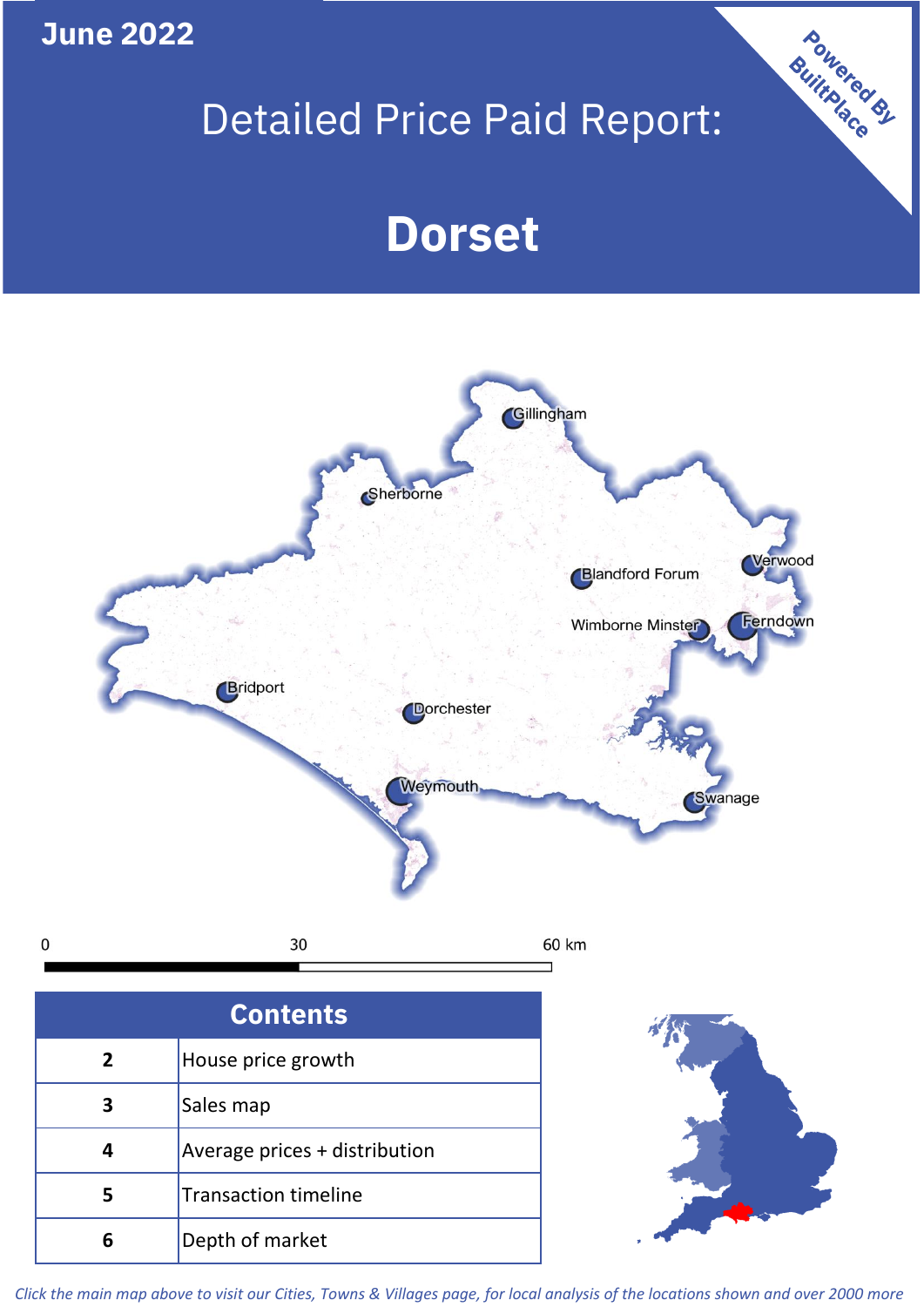June 2022

# Detailed Price Paid Report:

# Dorset

Powered By BuiltPlace

Gillingham, Sherborne, Verwood, Blandford Forum, Wimborne Minster, Ferndown, Bridport, Dorchester, Weymouth, Swanage

0 30 60 km

| Contents | |
|---|---|
| 2 | House price growth |
| 3 | Sales map |
| 4 | Average prices + distribution |
| 5 | Transaction timeline |
| 6 | Depth of market |

*Click the main map above to visit our Cities, Towns & Villages page, for local analysis of the locations shown and over 2000 more*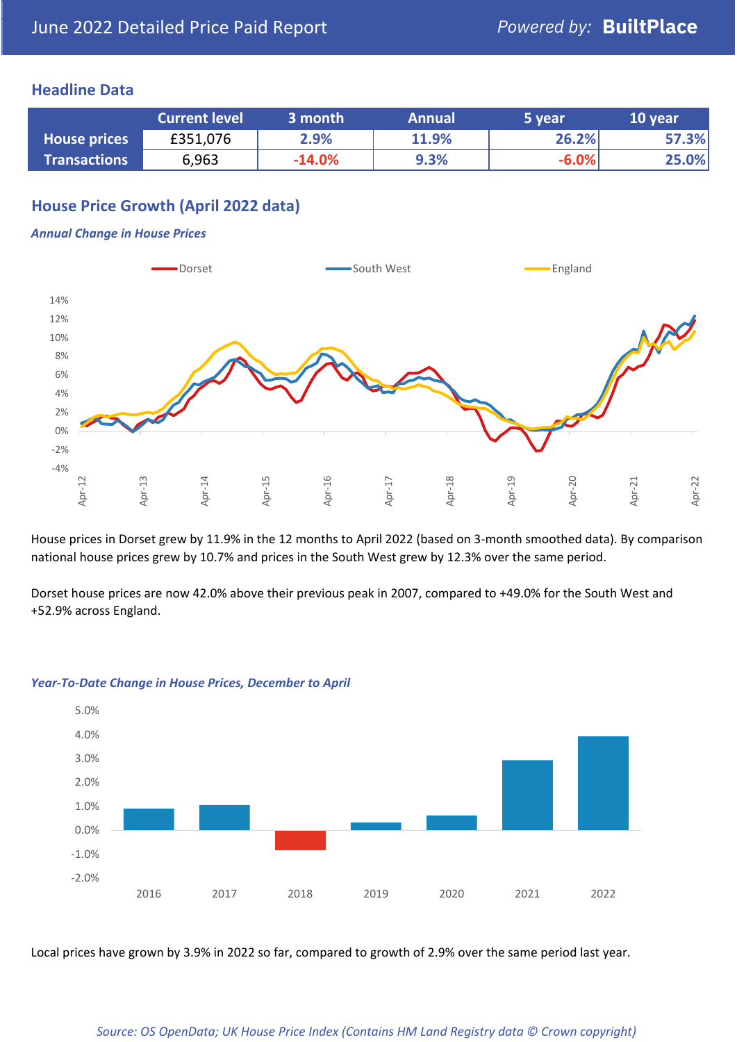June 2022 Detailed Price Paid Report

Powered by: **BuiltPlace**

## Headline Data

| | Current level | 3 month | Annual | 5 year | 10 year |
|---|---|---|---|---|---|
| **House prices** | £351,076 | 2.9% | 11.9% | 26.2% | 57.3% |
| **Transactions** | 6,963 | -14.0% | 9.3% | -6.0% | 25.0% |

## House Price Growth (April 2022 data)

*Annual Change in House Prices*

House prices in Dorset grew by 11.9% in the 12 months to April 2022 (based on 3-month smoothed data). By comparison national house prices grew by 10.7% and prices in the South West grew by 12.3% over the same period.

Dorset house prices are now 42.0% above their previous peak in 2007, compared to +49.0% for the South West and +52.9% across England.

*Year-To-Date Change in House Prices, December to April*

Local prices have grown by 3.9% in 2022 so far, compared to growth of 2.9% over the same period last year.

*Source: OS OpenData; UK House Price Index (Contains HM Land Registry data © Crown copyright)*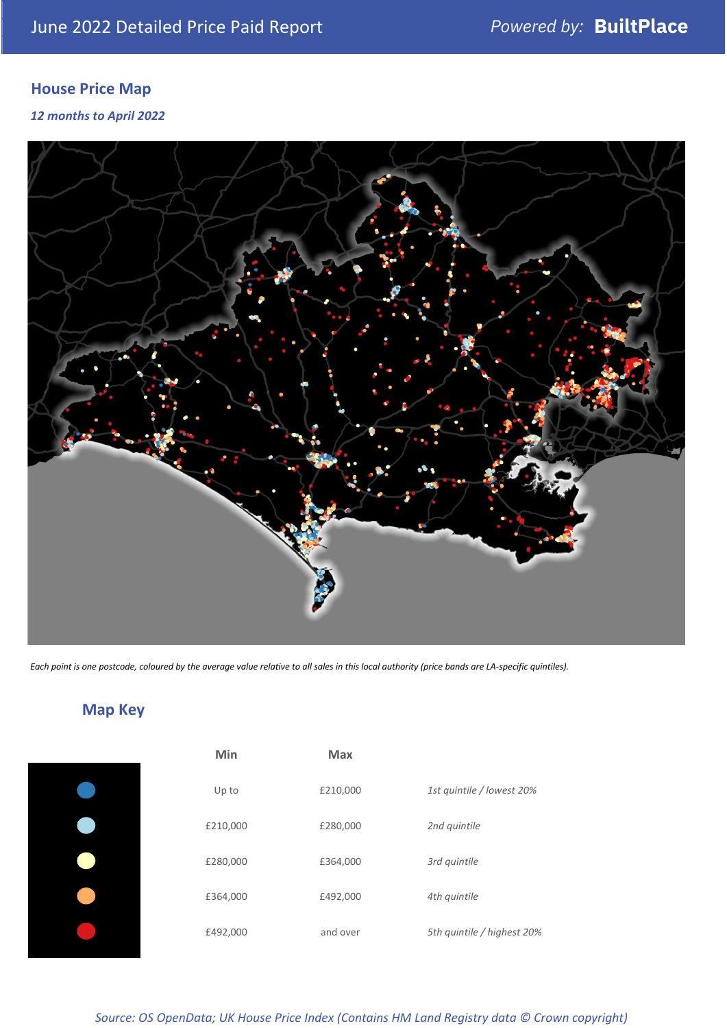June 2022 Detailed Price Paid Report — Powered by: BuiltPlace

## House Price Map

*12 months to April 2022*

*Each point is one postcode, coloured by the average value relative to all sales in this local authority (price bands are LA-specific quintiles).*

## Map Key

| | Min | Max | |
|---|---|---|---|
| Dark blue | Up to | £210,000 | *1st quintile / lowest 20%* |
| Light blue | £210,000 | £280,000 | *2nd quintile* |
| Pale yellow | £280,000 | £364,000 | *3rd quintile* |
| Orange | £364,000 | £492,000 | *4th quintile* |
| Red | £492,000 | and over | *5th quintile / highest 20%* |

*Source: OS OpenData; UK House Price Index (Contains HM Land Registry data © Crown copyright)*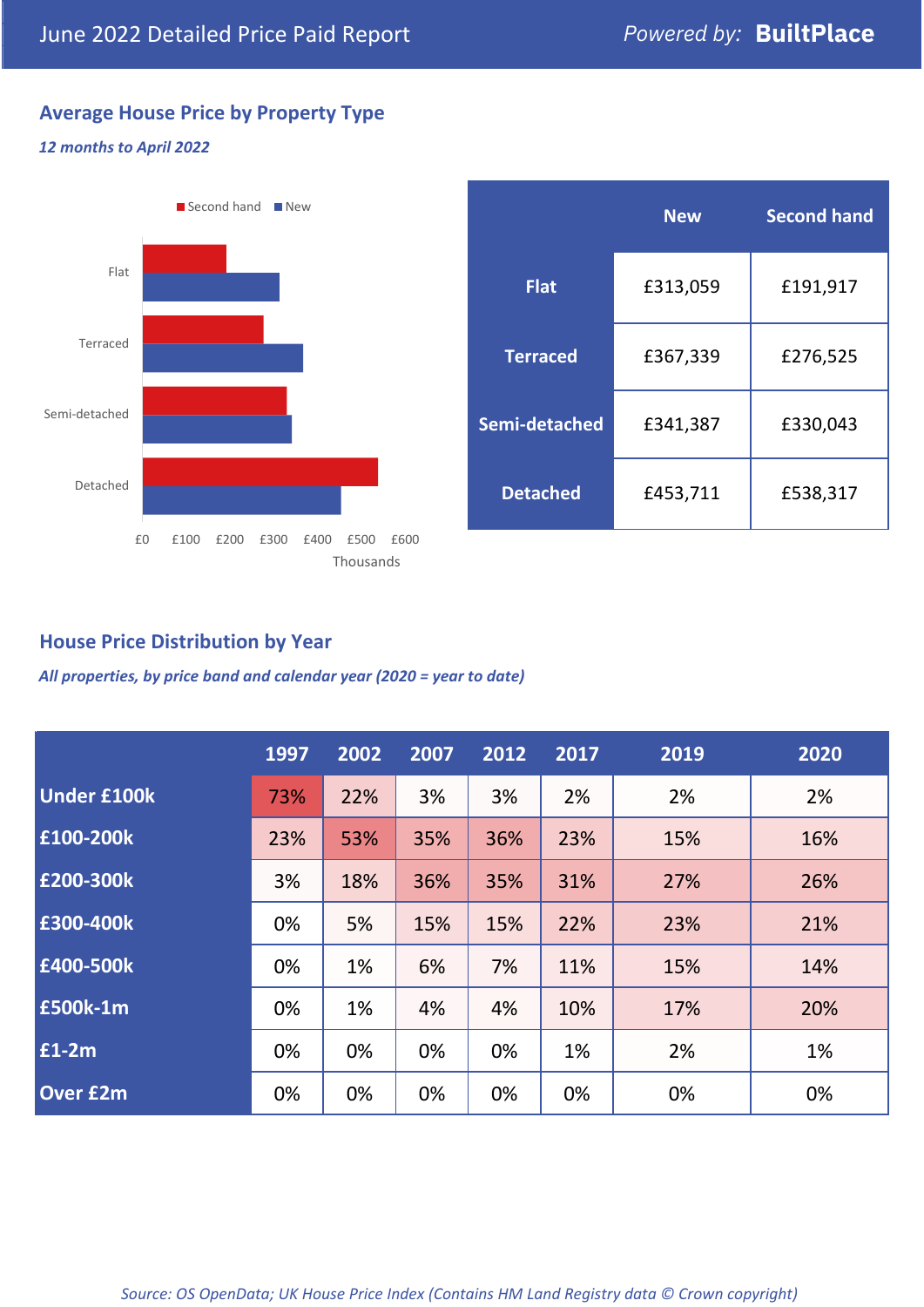June 2022 Detailed Price Paid Report

*Powered by:* **BuiltPlace**

## Average House Price by Property Type

***12 months to April 2022***

| | New | Second hand |
|---|---|---|
| **Flat** | £313,059 | £191,917 |
| **Terraced** | £367,339 | £276,525 |
| **Semi-detached** | £341,387 | £330,043 |
| **Detached** | £453,711 | £538,317 |

## House Price Distribution by Year

***All properties, by price band and calendar year (2020 = year to date)***

| | 1997 | 2002 | 2007 | 2012 | 2017 | 2019 | 2020 |
|---|---|---|---|---|---|---|---|
| **Under £100k** | 73% | 22% | 3% | 3% | 2% | 2% | 2% |
| **£100-200k** | 23% | 53% | 35% | 36% | 23% | 15% | 16% |
| **£200-300k** | 3% | 18% | 36% | 35% | 31% | 27% | 26% |
| **£300-400k** | 0% | 5% | 15% | 15% | 22% | 23% | 21% |
| **£400-500k** | 0% | 1% | 6% | 7% | 11% | 15% | 14% |
| **£500k-1m** | 0% | 1% | 4% | 4% | 10% | 17% | 20% |
| **£1-2m** | 0% | 0% | 0% | 0% | 1% | 2% | 1% |
| **Over £2m** | 0% | 0% | 0% | 0% | 0% | 0% | 0% |

*Source: OS OpenData; UK House Price Index (Contains HM Land Registry data © Crown copyright)*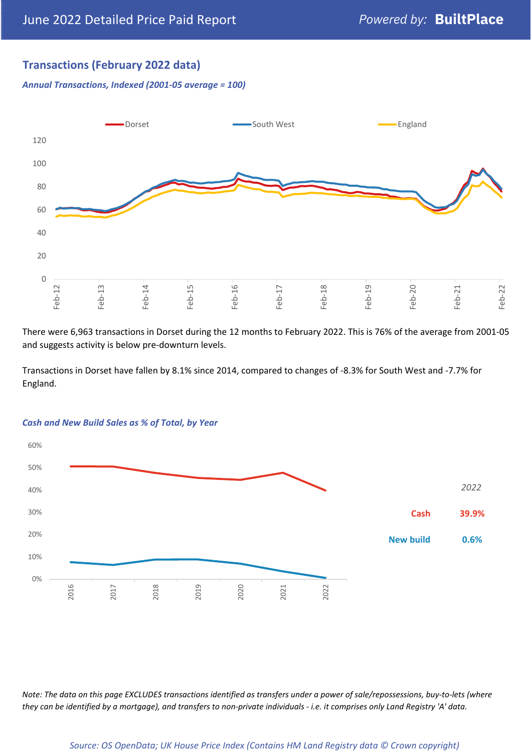## Transactions (February 2022 data)

***Annual Transactions, Indexed (2001-05 average = 100)***

There were 6,963 transactions in Dorset during the 12 months to February 2022. This is 76% of the average from 2001-05 and suggests activity is below pre-downturn levels.

Transactions in Dorset have fallen by 8.1% since 2014, compared to changes of -8.3% for South West and -7.7% for England.

***Cash and New Build Sales as % of Total, by Year***

| 2022 | |
|---|---|
| Cash | 39.9% |
| New build | 0.6% |

*Note: The data on this page EXCLUDES transactions identified as transfers under a power of sale/repossessions, buy-to-lets (where they can be identified by a mortgage), and transfers to non-private individuals - i.e. it comprises only Land Registry 'A' data.*

*Source: OS OpenData; UK House Price Index (Contains HM Land Registry data © Crown copyright)*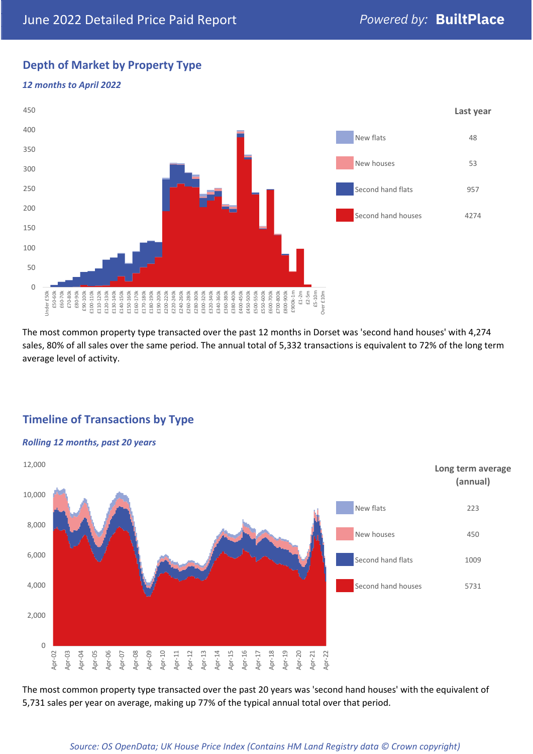June 2022 Detailed Price Paid Report

Powered by: **BuiltPlace**

## Depth of Market by Property Type

*12 months to April 2022*

450
400
350
300
250
200
150
100
50
0

Under £50k, £50-60k, £60-70k, £70-80k, £80-90k, £90-100k, £100-110k, £110-120k, £120-130k, £130-140k, £140-150k, £150-160k, £160-170k, £170-180k, £180-190k, £190-200k, £200-220k, £220-240k, £240-260k, £260-280k, £280-300k, £300-320k, £320-340k, £340-360k, £360-380k, £380-400k, £400-450k, £450-500k, £500-550k, £550-600k, £600-700k, £700-800k, £800-900k, £900k-1m, £1-2m, £2-5m, £5-10m, Over £10m

Last year

New flats 48
New houses 53
Second hand flats 957
Second hand houses 4274

The most common property type transacted over the past 12 months in Dorset was 'second hand houses' with 4,274 sales, 80% of all sales over the same period. The annual total of 5,332 transactions is equivalent to 72% of the long term average level of activity.

## Timeline of Transactions by Type

*Rolling 12 months, past 20 years*

12,000
10,000
8,000
6,000
4,000
2,000
0

Apr-02, Apr-03, Apr-04, Apr-05, Apr-06, Apr-07, Apr-08, Apr-09, Apr-10, Apr-11, Apr-12, Apr-13, Apr-14, Apr-15, Apr-16, Apr-17, Apr-18, Apr-19, Apr-20, Apr-21, Apr-22

Long term average (annual)

New flats 223
New houses 450
Second hand flats 1009
Second hand houses 5731

The most common property type transacted over the past 20 years was 'second hand houses' with the equivalent of 5,731 sales per year on average, making up 77% of the typical annual total over that period.

*Source: OS OpenData; UK House Price Index (Contains HM Land Registry data © Crown copyright)*